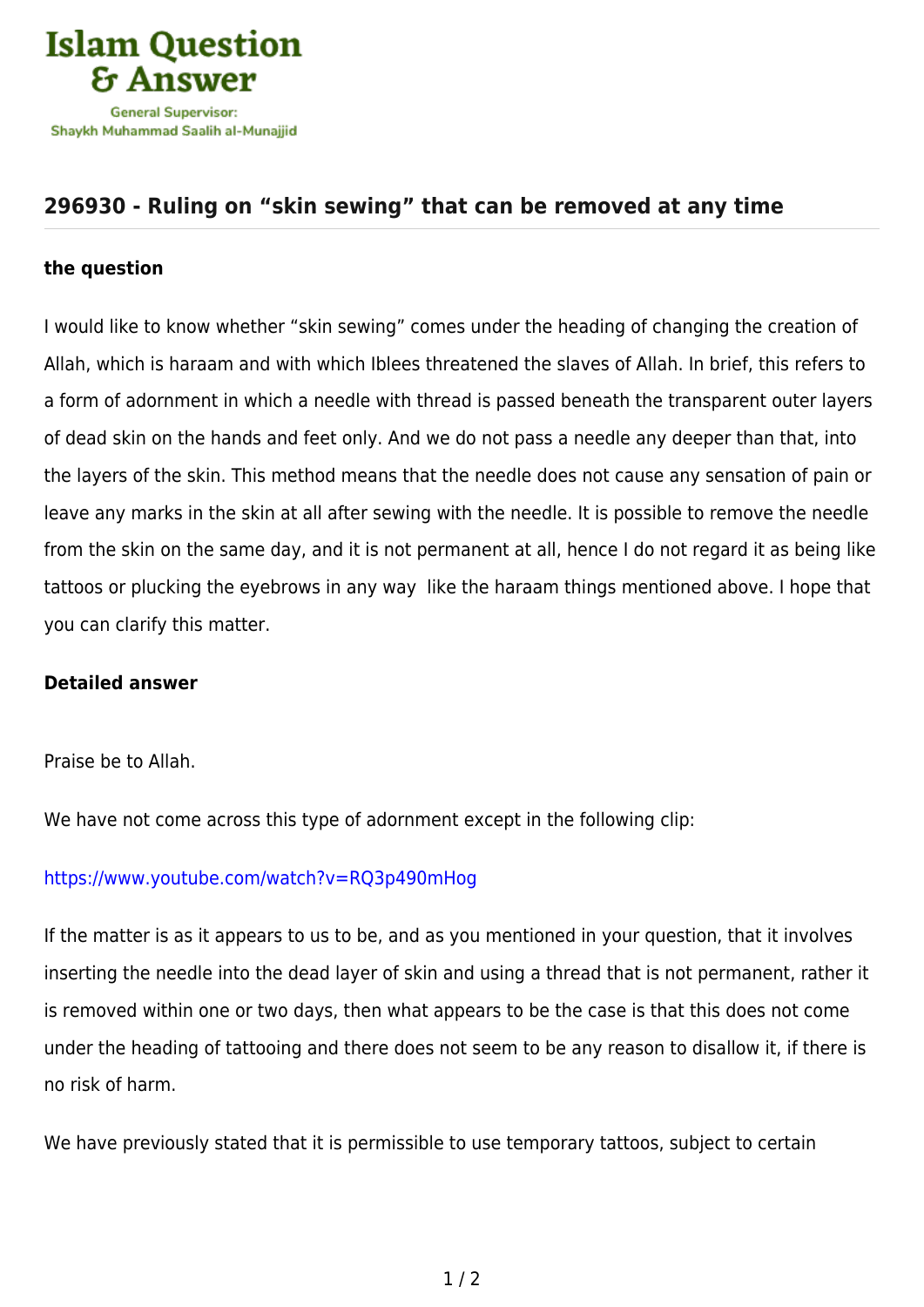# Islam Question & Answer

General Supervisor:
Shaykh Muhammad Saalih al-Munajjid

## 296930 - Ruling on “skin sewing” that can be removed at any time

### the question

I would like to know whether “skin sewing” comes under the heading of changing the creation of Allah, which is haraam and with which Iblees threatened the slaves of Allah. In brief, this refers to a form of adornment in which a needle with thread is passed beneath the transparent outer layers of dead skin on the hands and feet only. And we do not pass a needle any deeper than that, into the layers of the skin. This method means that the needle does not cause any sensation of pain or leave any marks in the skin at all after sewing with the needle. It is possible to remove the needle from the skin on the same day, and it is not permanent at all, hence I do not regard it as being like tattoos or plucking the eyebrows in any way like the haraam things mentioned above. I hope that you can clarify this matter.

### Detailed answer

Praise be to Allah.

We have not come across this type of adornment except in the following clip:

https://www.youtube.com/watch?v=RQ3p490mHog

If the matter is as it appears to us to be, and as you mentioned in your question, that it involves inserting the needle into the dead layer of skin and using a thread that is not permanent, rather it is removed within one or two days, then what appears to be the case is that this does not come under the heading of tattooing and there does not seem to be any reason to disallow it, if there is no risk of harm.

We have previously stated that it is permissible to use temporary tattoos, subject to certain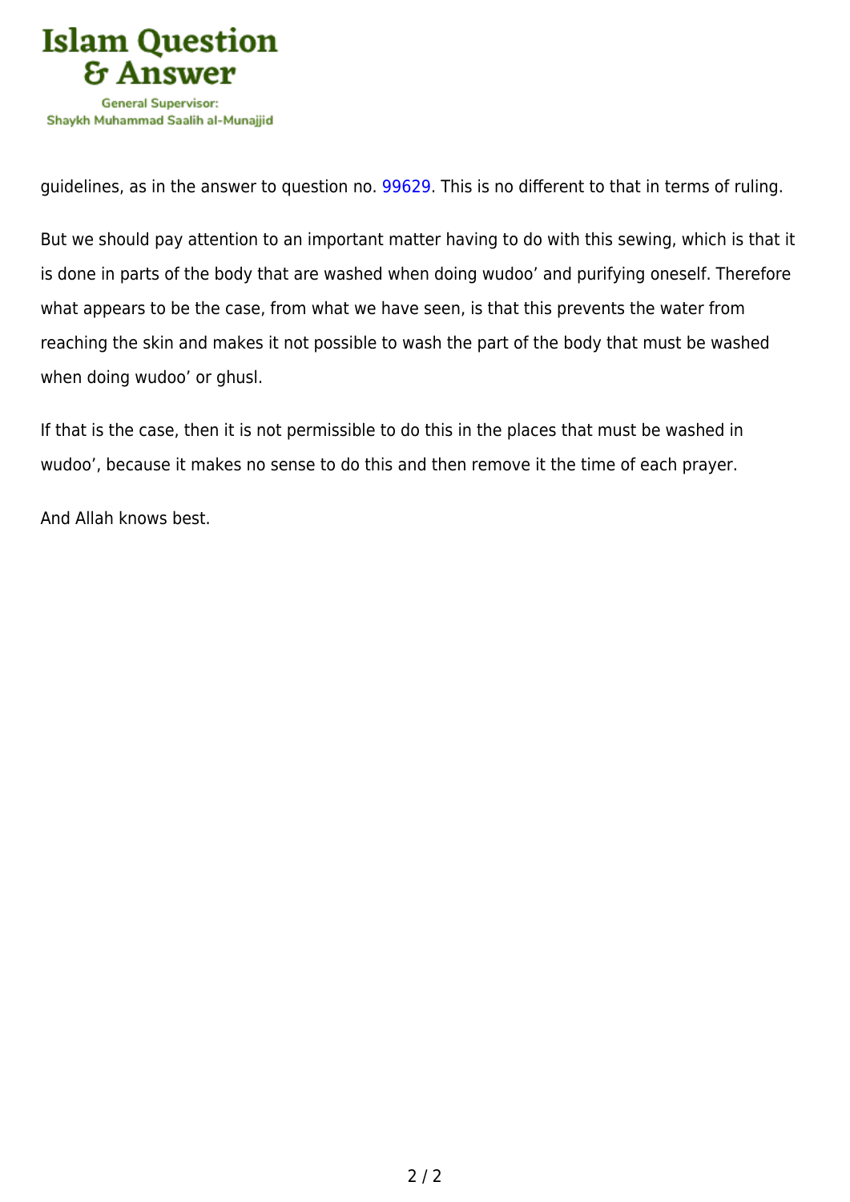guidelines, as in the answer to question no. 99629. This is no different to that in terms of ruling.

But we should pay attention to an important matter having to do with this sewing, which is that it is done in parts of the body that are washed when doing wudoo' and purifying oneself. Therefore what appears to be the case, from what we have seen, is that this prevents the water from reaching the skin and makes it not possible to wash the part of the body that must be washed when doing wudoo' or ghusl.

If that is the case, then it is not permissible to do this in the places that must be washed in wudoo', because it makes no sense to do this and then remove it the time of each prayer.

And Allah knows best.